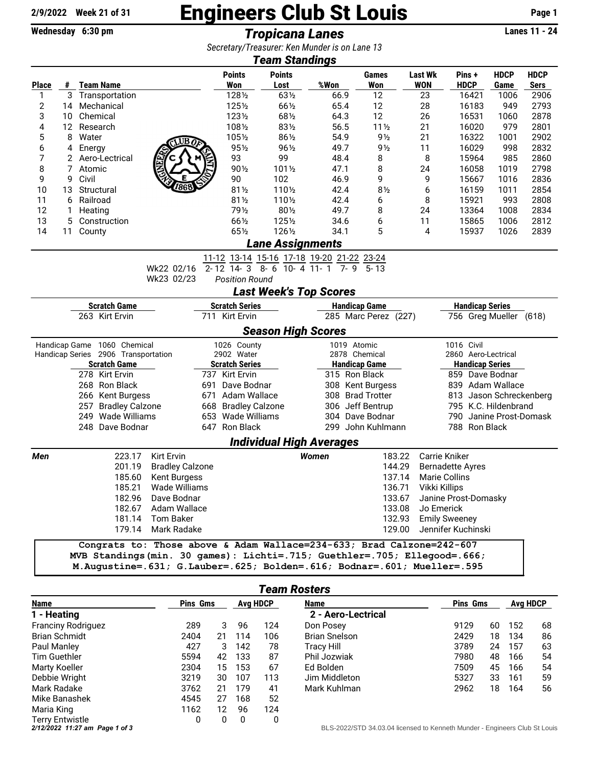# Engineers Club St Louis

**2/9/2022 Week 21 of 31**

**Wednesday 6:30 pm** — ***Tropicana Lanes*** — **Lanes 11 - 24**

*Secretary/Treasurer: Ken Munder is on Lane 13*

## *Team Standings*

| Place | # | Team Name | Points Won | Points Lost | %Won | Games Won | Last Wk WON | Pins + HDCP | HDCP Game | HDCP Sers |
|---|---|---|---|---|---|---|---|---|---|---|
| 1 | 3 | Transportation | 128½ | 63½ | 66.9 | 12 | 23 | 16421 | 1006 | 2906 |
| 2 | 14 | Mechanical | 125½ | 66½ | 65.4 | 12 | 28 | 16183 | 949 | 2793 |
| 3 | 10 | Chemical | 123½ | 68½ | 64.3 | 12 | 26 | 16531 | 1060 | 2878 |
| 4 | 12 | Research | 108½ | 83½ | 56.5 | 11½ | 21 | 16020 | 979 | 2801 |
| 5 | 8 | Water | 105½ | 86½ | 54.9 | 9½ | 21 | 16322 | 1001 | 2902 |
| 6 | 4 | Energy | 95½ | 96½ | 49.7 | 9½ | 11 | 16029 | 998 | 2832 |
| 7 | 2 | Aero-Lectrical | 93 | 99 | 48.4 | 8 | 8 | 15964 | 985 | 2860 |
| 8 | 7 | Atomic | 90½ | 101½ | 47.1 | 8 | 24 | 16058 | 1019 | 2798 |
| 9 | 9 | Civil | 90 | 102 | 46.9 | 9 | 9 | 15667 | 1016 | 2836 |
| 10 | 13 | Structural | 81½ | 110½ | 42.4 | 8½ | 6 | 16159 | 1011 | 2854 |
| 11 | 6 | Railroad | 81½ | 110½ | 42.4 | 6 | 8 | 15921 | 993 | 2808 |
| 12 | 1 | Heating | 79½ | 80½ | 49.7 | 8 | 24 | 13364 | 1008 | 2834 |
| 13 | 5 | Construction | 66½ | 125½ | 34.6 | 6 | 11 | 15865 | 1006 | 2812 |
| 14 | 11 | County | 65½ | 126½ | 34.1 | 5 | 4 | 15937 | 1026 | 2839 |

## *Lane Assignments*

| | 11-12 | 13-14 | 15-16 | 17-18 | 19-20 | 21-22 | 23-24 |
|---|---|---|---|---|---|---|---|
| Wk22 02/16 | 2- 12 | 14- 3 | 8- 6 | 10- 4 | 11- 1 | 7- 9 | 5- 13 |
| Wk23 02/23 | *Position Round* | | | | | | |

## *Last Week's Top Scores*

| Scratch Game | Scratch Series | Handicap Game | Handicap Series |
|---|---|---|---|
| 263 Kirt Ervin | 711 Kirt Ervin | 285 Marc Perez (227) | 756 Greg Mueller (618) |

## *Season High Scores*

| | | | | |
|---|---|---|---|---|
| Handicap Game | 1060 Chemical | 1026 County | 1019 Atomic | 1016 Civil |
| Handicap Series | 2906 Transportation | 2902 Water | 2878 Chemical | 2860 Aero-Lectrical |

| Scratch Game | Scratch Series | Handicap Game | Handicap Series |
|---|---|---|---|
| 278 Kirt Ervin | 737 Kirt Ervin | 315 Ron Black | 859 Dave Bodnar |
| 268 Ron Black | 691 Dave Bodnar | 308 Kent Burgess | 839 Adam Wallace |
| 266 Kent Burgess | 671 Adam Wallace | 308 Brad Trotter | 813 Jason Schreckenberg |
| 257 Bradley Calzone | 668 Bradley Calzone | 306 Jeff Bentrup | 795 K.C. Hildenbrand |
| 249 Wade Williams | 653 Wade Williams | 304 Dave Bodnar | 790 Janine Prost-Domask |
| 248 Dave Bodnar | 647 Ron Black | 299 John Kuhlmann | 788 Ron Black |

## *Individual High Averages*

| Men | | Women | |
|---|---|---|---|
| 223.17 | Kirt Ervin | 183.22 | Carrie Kniker |
| 201.19 | Bradley Calzone | 144.29 | Bernadette Ayres |
| 185.60 | Kent Burgess | 137.14 | Marie Collins |
| 185.21 | Wade Williams | 136.71 | Vikki Killips |
| 182.96 | Dave Bodnar | 133.67 | Janine Prost-Domasky |
| 182.67 | Adam Wallace | 133.08 | Jo Emerick |
| 181.14 | Tom Baker | 132.93 | Emily Sweeney |
| 179.14 | Mark Radake | 129.00 | Jennifer Kuchinski |

```
Congrats to: Those above & Adam Wallace=234-633; Brad Calzone=242-607
MVB Standings(min. 30 games): Lichti=.715; Guethler=.705; Ellegood=.666;
M.Augustine=.631; G.Lauber=.625; Bolden=.616; Bodnar=.601; Mueller=.595
```

## *Team Rosters*

### 1 - Heating

| Name | Pins | Gms | Avg | HDCP |
|---|---|---|---|---|
| Franciny Rodriguez | 289 | 3 | 96 | 124 |
| Brian Schmidt | 2404 | 21 | 114 | 106 |
| Paul Manley | 427 | 3 | 142 | 78 |
| Tim Guethler | 5594 | 42 | 133 | 87 |
| Marty Koeller | 2304 | 15 | 153 | 67 |
| Debbie Wright | 3219 | 30 | 107 | 113 |
| Mark Radake | 3762 | 21 | 179 | 41 |
| Mike Banashek | 4545 | 27 | 168 | 52 |
| Maria King | 1162 | 12 | 96 | 124 |
| Terry Entwistle | 0 | 0 | 0 | 0 |

### 2 - Aero-Lectrical

| Name | Pins | Gms | Avg | HDCP |
|---|---|---|---|---|
| Don Posey | 9129 | 60 | 152 | 68 |
| Brian Snelson | 2429 | 18 | 134 | 86 |
| Tracy Hill | 3789 | 24 | 157 | 63 |
| Phil Jozwiak | 7980 | 48 | 166 | 54 |
| Ed Bolden | 7509 | 45 | 166 | 54 |
| Jim Middleton | 5327 | 33 | 161 | 59 |
| Mark Kuhlman | 2962 | 18 | 164 | 56 |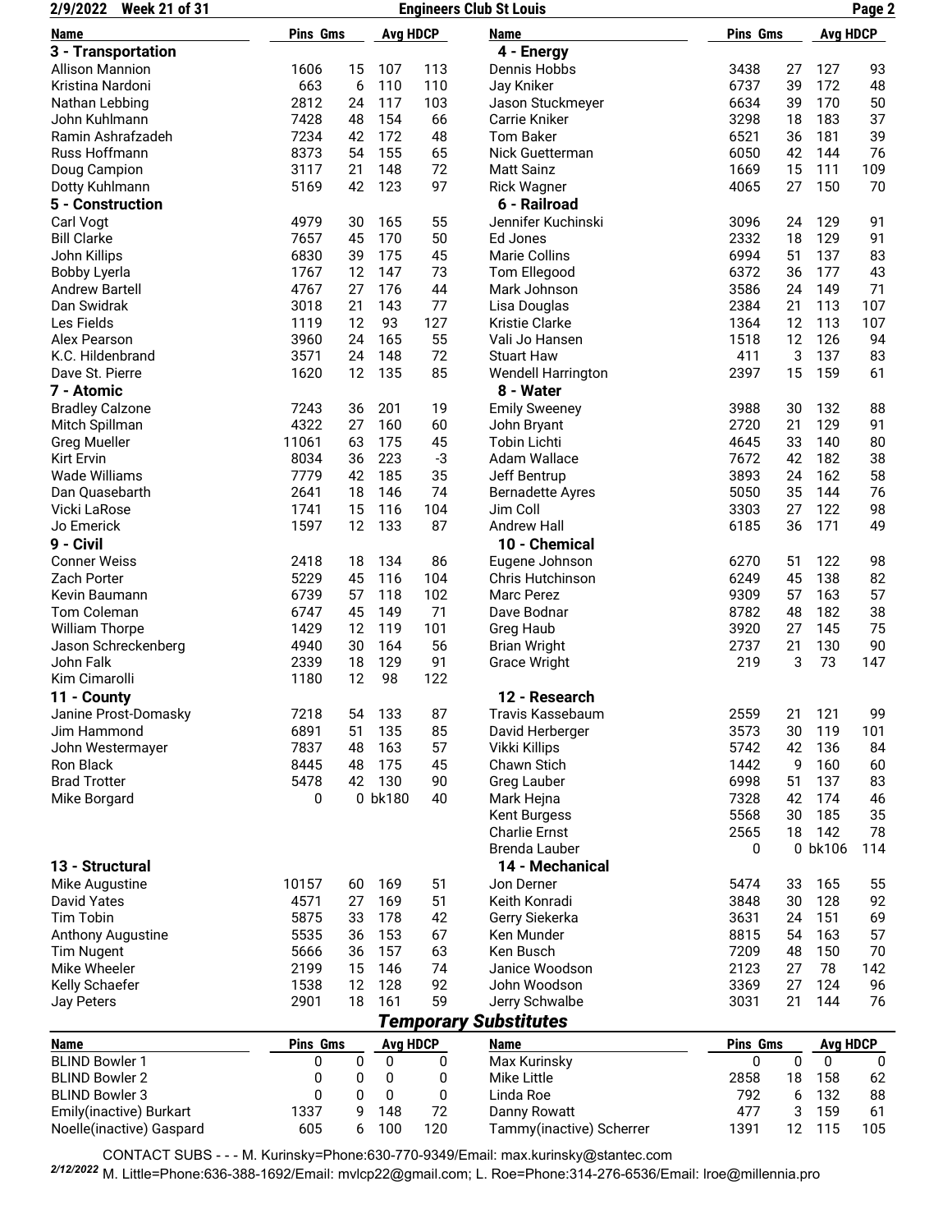| Name | Pins | Gms | Avg | HDCP |
|---|---|---|---|---|
| **3 - Transportation** | | | | |
| Allison Mannion | 1606 | 15 | 107 | 113 |
| Kristina Nardoni | 663 | 6 | 110 | 110 |
| Nathan Lebbing | 2812 | 24 | 117 | 103 |
| John Kuhlmann | 7428 | 48 | 154 | 66 |
| Ramin Ashrafzadeh | 7234 | 42 | 172 | 48 |
| Russ Hoffmann | 8373 | 54 | 155 | 65 |
| Doug Campion | 3117 | 21 | 148 | 72 |
| Dotty Kuhlmann | 5169 | 42 | 123 | 97 |
| **4 - Energy** | | | | |
| Dennis Hobbs | 3438 | 27 | 127 | 93 |
| Jay Kniker | 6737 | 39 | 172 | 48 |
| Jason Stuckmeyer | 6634 | 39 | 170 | 50 |
| Carrie Kniker | 3298 | 18 | 183 | 37 |
| Tom Baker | 6521 | 36 | 181 | 39 |
| Nick Guetterman | 6050 | 42 | 144 | 76 |
| Matt Sainz | 1669 | 15 | 111 | 109 |
| Rick Wagner | 4065 | 27 | 150 | 70 |
| **5 - Construction** | | | | |
| Carl Vogt | 4979 | 30 | 165 | 55 |
| Bill Clarke | 7657 | 45 | 170 | 50 |
| John Killips | 6830 | 39 | 175 | 45 |
| Bobby Lyerla | 1767 | 12 | 147 | 73 |
| Andrew Bartell | 4767 | 27 | 176 | 44 |
| Dan Swidrak | 3018 | 21 | 143 | 77 |
| Les Fields | 1119 | 12 | 93 | 127 |
| Alex Pearson | 3960 | 24 | 165 | 55 |
| K.C. Hildenbrand | 3571 | 24 | 148 | 72 |
| Dave St. Pierre | 1620 | 12 | 135 | 85 |
| **6 - Railroad** | | | | |
| Jennifer Kuchinski | 3096 | 24 | 129 | 91 |
| Ed Jones | 2332 | 18 | 129 | 91 |
| Marie Collins | 6994 | 51 | 137 | 83 |
| Tom Ellegood | 6372 | 36 | 177 | 43 |
| Mark Johnson | 3586 | 24 | 149 | 71 |
| Lisa Douglas | 2384 | 21 | 113 | 107 |
| Kristie Clarke | 1364 | 12 | 113 | 107 |
| Vali Jo Hansen | 1518 | 12 | 126 | 94 |
| Stuart Haw | 411 | 3 | 137 | 83 |
| Wendell Harrington | 2397 | 15 | 159 | 61 |
| **7 - Atomic** | | | | |
| Bradley Calzone | 7243 | 36 | 201 | 19 |
| Mitch Spillman | 4322 | 27 | 160 | 60 |
| Greg Mueller | 11061 | 63 | 175 | 45 |
| Kirt Ervin | 8034 | 36 | 223 | -3 |
| Wade Williams | 7779 | 42 | 185 | 35 |
| Dan Quasebarth | 2641 | 18 | 146 | 74 |
| Vicki LaRose | 1741 | 15 | 116 | 104 |
| Jo Emerick | 1597 | 12 | 133 | 87 |
| **8 - Water** | | | | |
| Emily Sweeney | 3988 | 30 | 132 | 88 |
| John Bryant | 2720 | 21 | 129 | 91 |
| Tobin Lichti | 4645 | 33 | 140 | 80 |
| Adam Wallace | 7672 | 42 | 182 | 38 |
| Jeff Bentrup | 3893 | 24 | 162 | 58 |
| Bernadette Ayres | 5050 | 35 | 144 | 76 |
| Jim Coll | 3303 | 27 | 122 | 98 |
| Andrew Hall | 6185 | 36 | 171 | 49 |
| **9 - Civil** | | | | |
| Conner Weiss | 2418 | 18 | 134 | 86 |
| Zach Porter | 5229 | 45 | 116 | 104 |
| Kevin Baumann | 6739 | 57 | 118 | 102 |
| Tom Coleman | 6747 | 45 | 149 | 71 |
| William Thorpe | 1429 | 12 | 119 | 101 |
| Jason Schreckenberg | 4940 | 30 | 164 | 56 |
| John Falk | 2339 | 18 | 129 | 91 |
| Kim Cimarolli | 1180 | 12 | 98 | 122 |
| **10 - Chemical** | | | | |
| Eugene Johnson | 6270 | 51 | 122 | 98 |
| Chris Hutchinson | 6249 | 45 | 138 | 82 |
| Marc Perez | 9309 | 57 | 163 | 57 |
| Dave Bodnar | 8782 | 48 | 182 | 38 |
| Greg Haub | 3920 | 27 | 145 | 75 |
| Brian Wright | 2737 | 21 | 130 | 90 |
| Grace Wright | 219 | 3 | 73 | 147 |
| **11 - County** | | | | |
| Janine Prost-Domasky | 7218 | 54 | 133 | 87 |
| Jim Hammond | 6891 | 51 | 135 | 85 |
| John Westermayer | 7837 | 48 | 163 | 57 |
| Ron Black | 8445 | 48 | 175 | 45 |
| Brad Trotter | 5478 | 42 | 130 | 90 |
| Mike Borgard | 0 | 0 | bk180 | 40 |
| **12 - Research** | | | | |
| Travis Kassebaum | 2559 | 21 | 121 | 99 |
| David Herberger | 3573 | 30 | 119 | 101 |
| Vikki Killips | 5742 | 42 | 136 | 84 |
| Chawn Stich | 1442 | 9 | 160 | 60 |
| Greg Lauber | 6998 | 51 | 137 | 83 |
| Mark Hejna | 7328 | 42 | 174 | 46 |
| Kent Burgess | 5568 | 30 | 185 | 35 |
| Charlie Ernst | 2565 | 18 | 142 | 78 |
| Brenda Lauber | 0 | 0 | bk106 | 114 |
| **13 - Structural** | | | | |
| Mike Augustine | 10157 | 60 | 169 | 51 |
| David Yates | 4571 | 27 | 169 | 51 |
| Tim Tobin | 5875 | 33 | 178 | 42 |
| Anthony Augustine | 5535 | 36 | 153 | 67 |
| Tim Nugent | 5666 | 36 | 157 | 63 |
| Mike Wheeler | 2199 | 15 | 146 | 74 |
| Kelly Schaefer | 1538 | 12 | 128 | 92 |
| Jay Peters | 2901 | 18 | 161 | 59 |
| **14 - Mechanical** | | | | |
| Jon Derner | 5474 | 33 | 165 | 55 |
| Keith Konradi | 3848 | 30 | 128 | 92 |
| Gerry Siekerka | 3631 | 24 | 151 | 69 |
| Ken Munder | 8815 | 54 | 163 | 57 |
| Ken Busch | 7209 | 48 | 150 | 70 |
| Janice Woodson | 2123 | 27 | 78 | 142 |
| John Woodson | 3369 | 27 | 124 | 96 |
| Jerry Schwalbe | 3031 | 21 | 144 | 76 |

## *Temporary Substitutes*

| Name | Pins | Gms | Avg | HDCP |
|---|---|---|---|---|
| BLIND Bowler 1 | 0 | 0 | 0 | 0 |
| BLIND Bowler 2 | 0 | 0 | 0 | 0 |
| BLIND Bowler 3 | 0 | 0 | 0 | 0 |
| Emily(inactive) Burkart | 1337 | 9 | 148 | 72 |
| Noelle(inactive) Gaspard | 605 | 6 | 100 | 120 |
| Max Kurinsky | 0 | 0 | 0 | 0 |
| Mike Little | 2858 | 18 | 158 | 62 |
| Linda Roe | 792 | 6 | 132 | 88 |
| Danny Rowatt | 477 | 3 | 159 | 61 |
| Tammy(inactive) Scherrer | 1391 | 12 | 115 | 105 |

CONTACT SUBS - - - M. Kurinsky=Phone:630-770-9349/Email: max.kurinsky@stantec.com

M. Little=Phone:636-388-1692/Email: mvlcp22@gmail.com; L. Roe=Phone:314-276-6536/Email: lroe@millennia.pro